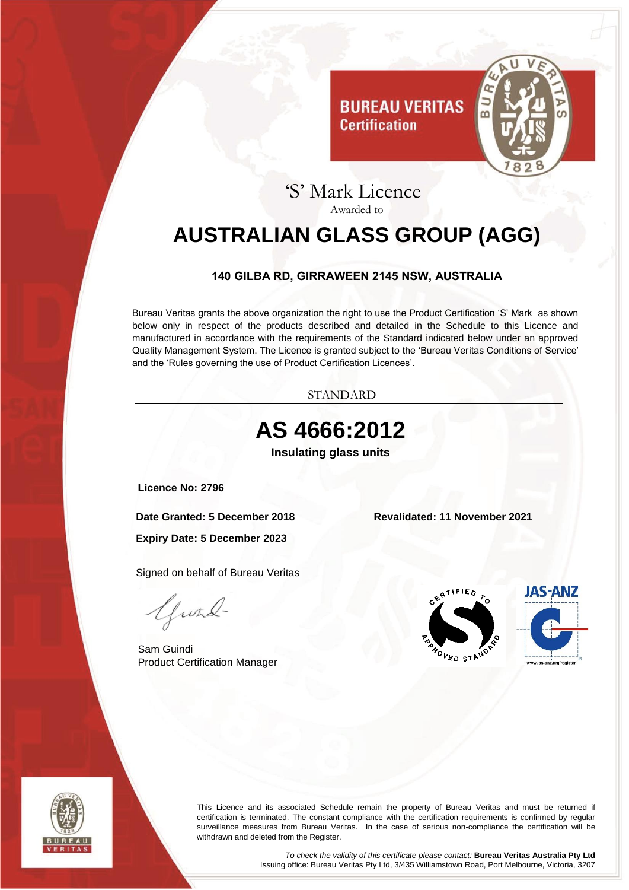**BUREAU VERITAS**
**Certification**

# 'S' Mark Licence

Awarded to

# AUSTRALIAN GLASS GROUP (AGG)

**140 GILBA RD, GIRRAWEEN 2145 NSW, AUSTRALIA**

Bureau Veritas grants the above organization the right to use the Product Certification 'S' Mark as shown below only in respect of the products described and detailed in the Schedule to this Licence and manufactured in accordance with the requirements of the Standard indicated below under an approved Quality Management System. The Licence is granted subject to the 'Bureau Veritas Conditions of Service' and the 'Rules governing the use of Product Certification Licences'.

STANDARD

## AS 4666:2012

**Insulating glass units**

**Licence No: 2796**

**Date Granted: 5 December 2018**

**Revalidated: 11 November 2021**

**Expiry Date: 5 December 2023**

Signed on behalf of Bureau Veritas

Sam Guindi
Product Certification Manager

CERTIFIED TO APPROVED STANDARD

JAS-ANZ

www.jas-anz.org/register

This Licence and its associated Schedule remain the property of Bureau Veritas and must be returned if certification is terminated. The constant compliance with the certification requirements is confirmed by regular surveillance measures from Bureau Veritas. In the case of serious non-compliance the certification will be withdrawn and deleted from the Register.

*To check the validity of this certificate please contact:* **Bureau Veritas Australia Pty Ltd**
Issuing office: Bureau Veritas Pty Ltd, 3/435 Williamstown Road, Port Melbourne, Victoria, 3207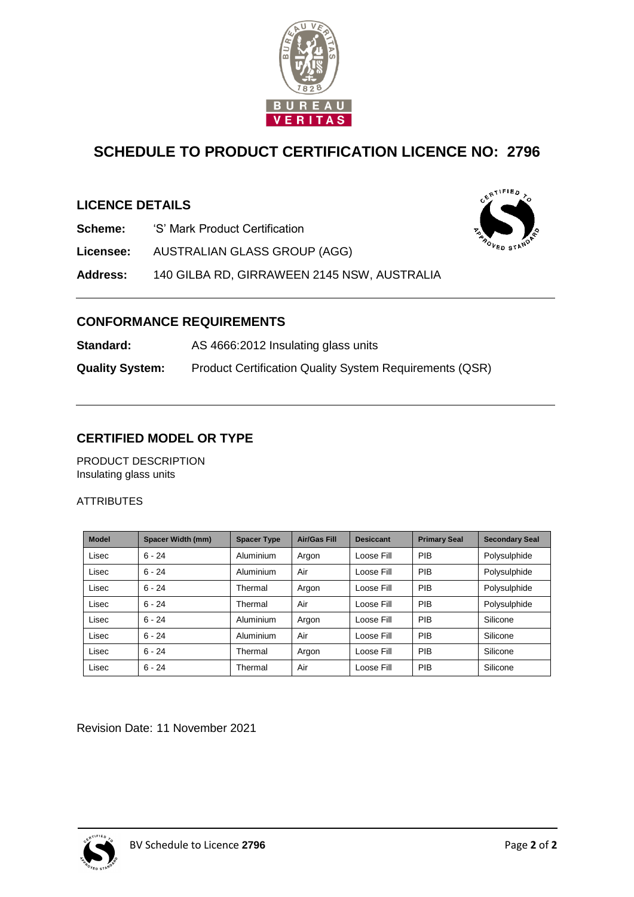# SCHEDULE TO PRODUCT CERTIFICATION LICENCE NO: 2796

## LICENCE DETAILS

**Scheme:** 'S' Mark Product Certification

**Licensee:** AUSTRALIAN GLASS GROUP (AGG)

**Address:** 140 GILBA RD, GIRRAWEEN 2145 NSW, AUSTRALIA

## CONFORMANCE REQUIREMENTS

**Standard:** AS 4666:2012 Insulating glass units

**Quality System:** Product Certification Quality System Requirements (QSR)

## CERTIFIED MODEL OR TYPE

PRODUCT DESCRIPTION
Insulating glass units

ATTRIBUTES

| Model | Spacer Width (mm) | Spacer Type | Air/Gas Fill | Desiccant | Primary Seal | Secondary Seal |
|---|---|---|---|---|---|---|
| Lisec | 6 - 24 | Aluminium | Argon | Loose Fill | PIB | Polysulphide |
| Lisec | 6 - 24 | Aluminium | Air | Loose Fill | PIB | Polysulphide |
| Lisec | 6 - 24 | Thermal | Argon | Loose Fill | PIB | Polysulphide |
| Lisec | 6 - 24 | Thermal | Air | Loose Fill | PIB | Polysulphide |
| Lisec | 6 - 24 | Aluminium | Argon | Loose Fill | PIB | Silicone |
| Lisec | 6 - 24 | Aluminium | Air | Loose Fill | PIB | Silicone |
| Lisec | 6 - 24 | Thermal | Argon | Loose Fill | PIB | Silicone |
| Lisec | 6 - 24 | Thermal | Air | Loose Fill | PIB | Silicone |

Revision Date: 11 November 2021